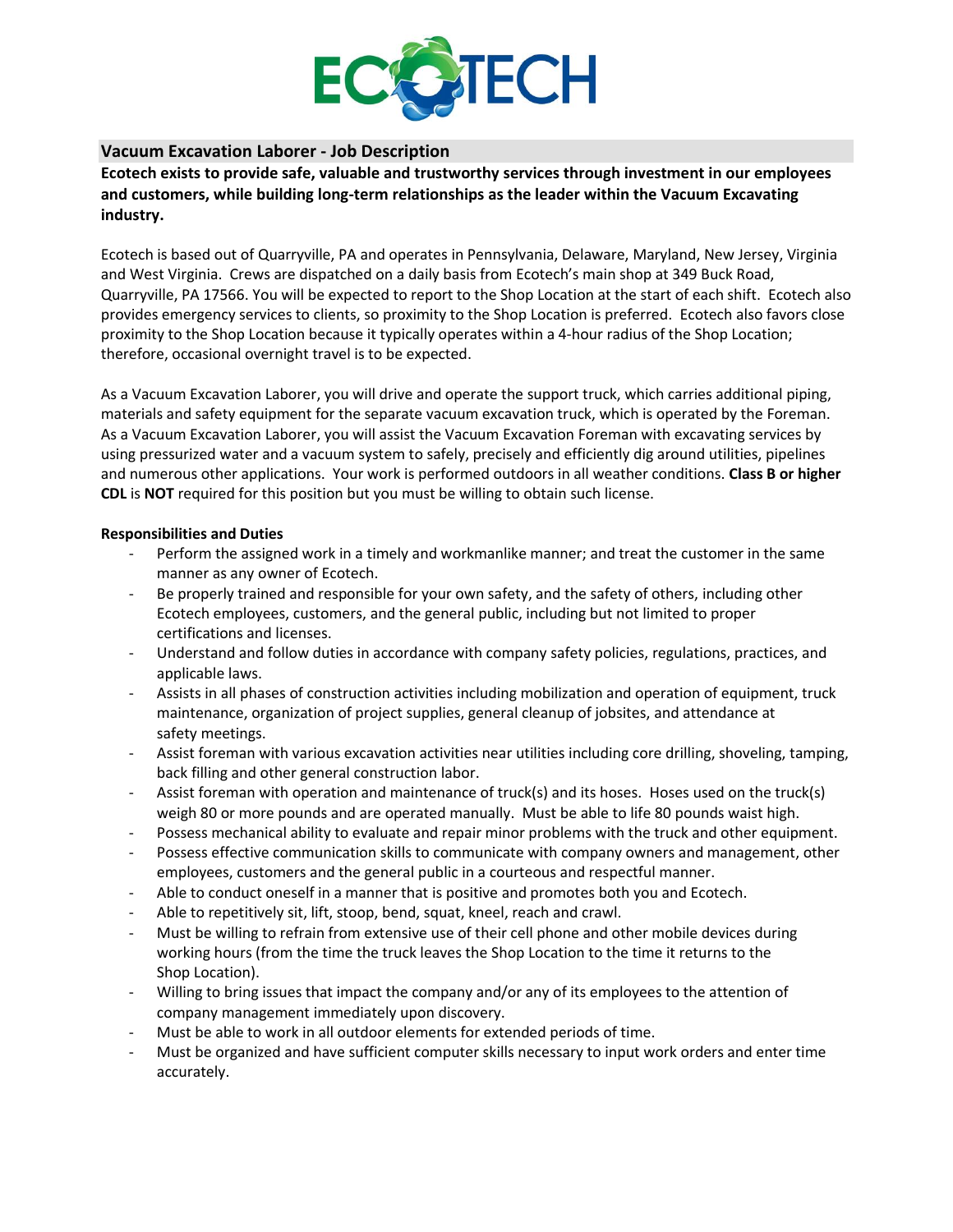## Vacuum Excavation Laborer - Job Description

**Ecotech exists to provide safe, valuable and trustworthy services through investment in our employees and customers, while building long-term relationships as the leader within the Vacuum Excavating industry.**

Ecotech is based out of Quarryville, PA and operates in Pennsylvania, Delaware, Maryland, New Jersey, Virginia and West Virginia. Crews are dispatched on a daily basis from Ecotech's main shop at 349 Buck Road, Quarryville, PA 17566. You will be expected to report to the Shop Location at the start of each shift. Ecotech also provides emergency services to clients, so proximity to the Shop Location is preferred. Ecotech also favors close proximity to the Shop Location because it typically operates within a 4-hour radius of the Shop Location; therefore, occasional overnight travel is to be expected.

As a Vacuum Excavation Laborer, you will drive and operate the support truck, which carries additional piping, materials and safety equipment for the separate vacuum excavation truck, which is operated by the Foreman. As a Vacuum Excavation Laborer, you will assist the Vacuum Excavation Foreman with excavating services by using pressurized water and a vacuum system to safely, precisely and efficiently dig around utilities, pipelines and numerous other applications. Your work is performed outdoors in all weather conditions. **Class B or higher CDL** is **NOT** required for this position but you must be willing to obtain such license.

**Responsibilities and Duties**

- Perform the assigned work in a timely and workmanlike manner; and treat the customer in the same manner as any owner of Ecotech.
- Be properly trained and responsible for your own safety, and the safety of others, including other Ecotech employees, customers, and the general public, including but not limited to proper certifications and licenses.
- Understand and follow duties in accordance with company safety policies, regulations, practices, and applicable laws.
- Assists in all phases of construction activities including mobilization and operation of equipment, truck maintenance, organization of project supplies, general cleanup of jobsites, and attendance at safety meetings.
- Assist foreman with various excavation activities near utilities including core drilling, shoveling, tamping, back filling and other general construction labor.
- Assist foreman with operation and maintenance of truck(s) and its hoses. Hoses used on the truck(s) weigh 80 or more pounds and are operated manually. Must be able to life 80 pounds waist high.
- Possess mechanical ability to evaluate and repair minor problems with the truck and other equipment.
- Possess effective communication skills to communicate with company owners and management, other employees, customers and the general public in a courteous and respectful manner.
- Able to conduct oneself in a manner that is positive and promotes both you and Ecotech.
- Able to repetitively sit, lift, stoop, bend, squat, kneel, reach and crawl.
- Must be willing to refrain from extensive use of their cell phone and other mobile devices during working hours (from the time the truck leaves the Shop Location to the time it returns to the Shop Location).
- Willing to bring issues that impact the company and/or any of its employees to the attention of company management immediately upon discovery.
- Must be able to work in all outdoor elements for extended periods of time.
- Must be organized and have sufficient computer skills necessary to input work orders and enter time accurately.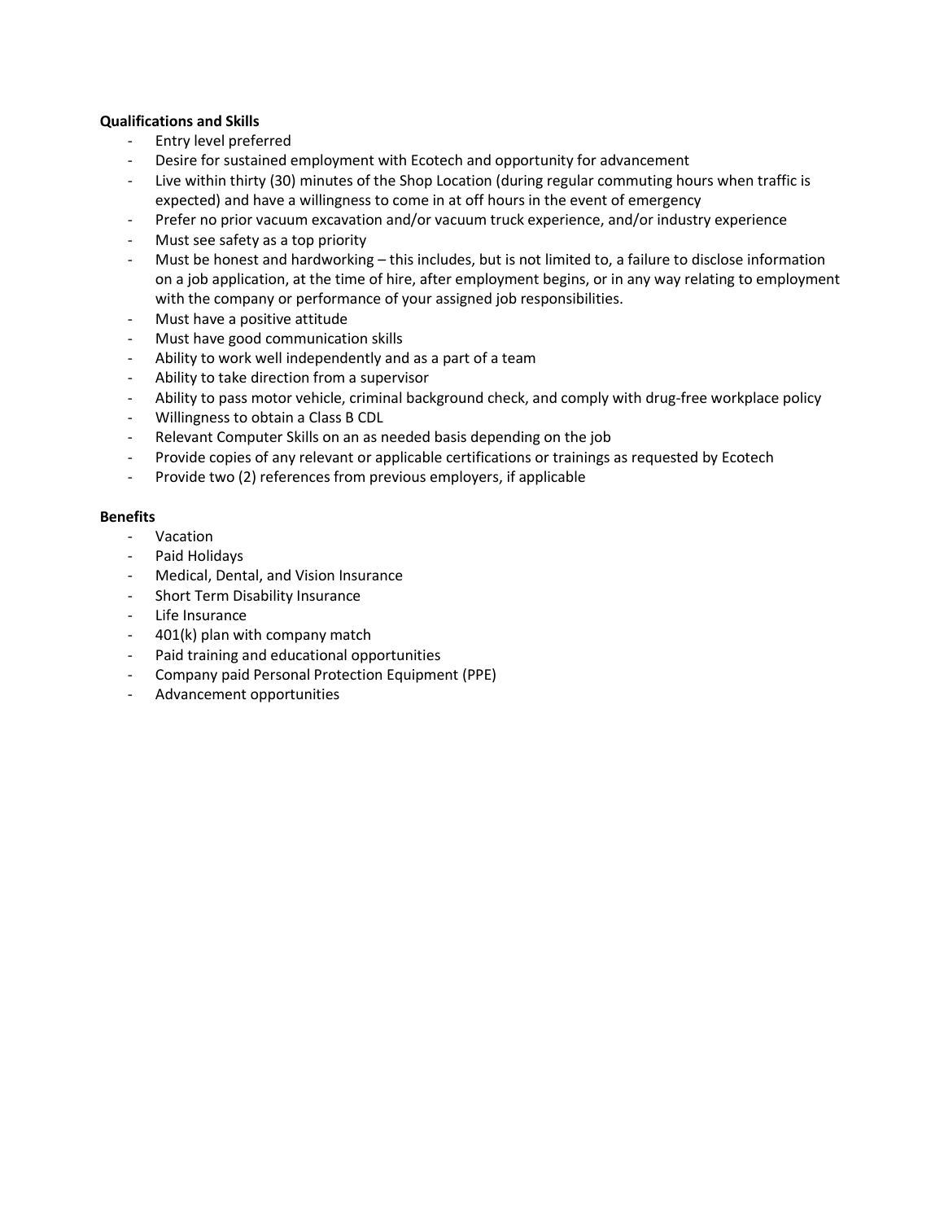**Qualifications and Skills**

- Entry level preferred
- Desire for sustained employment with Ecotech and opportunity for advancement
- Live within thirty (30) minutes of the Shop Location (during regular commuting hours when traffic is expected) and have a willingness to come in at off hours in the event of emergency
- Prefer no prior vacuum excavation and/or vacuum truck experience, and/or industry experience
- Must see safety as a top priority
- Must be honest and hardworking – this includes, but is not limited to, a failure to disclose information on a job application, at the time of hire, after employment begins, or in any way relating to employment with the company or performance of your assigned job responsibilities.
- Must have a positive attitude
- Must have good communication skills
- Ability to work well independently and as a part of a team
- Ability to take direction from a supervisor
- Ability to pass motor vehicle, criminal background check, and comply with drug-free workplace policy
- Willingness to obtain a Class B CDL
- Relevant Computer Skills on an as needed basis depending on the job
- Provide copies of any relevant or applicable certifications or trainings as requested by Ecotech
- Provide two (2) references from previous employers, if applicable

**Benefits**

- Vacation
- Paid Holidays
- Medical, Dental, and Vision Insurance
- Short Term Disability Insurance
- Life Insurance
- 401(k) plan with company match
- Paid training and educational opportunities
- Company paid Personal Protection Equipment (PPE)
- Advancement opportunities